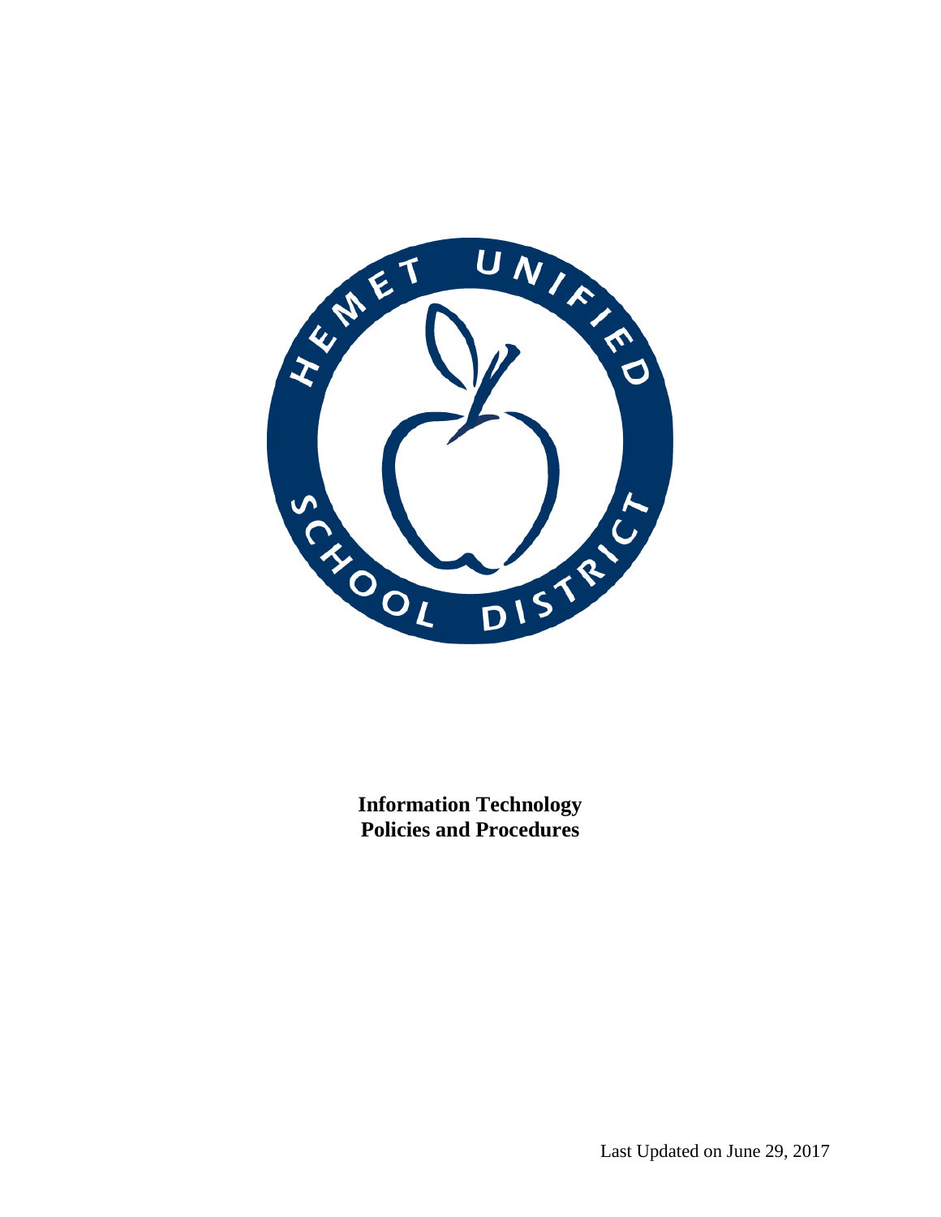HEMET UNIFIED SCHOOL DISTRICT

**Information Technology**
**Policies and Procedures**

Last Updated on June 29, 2017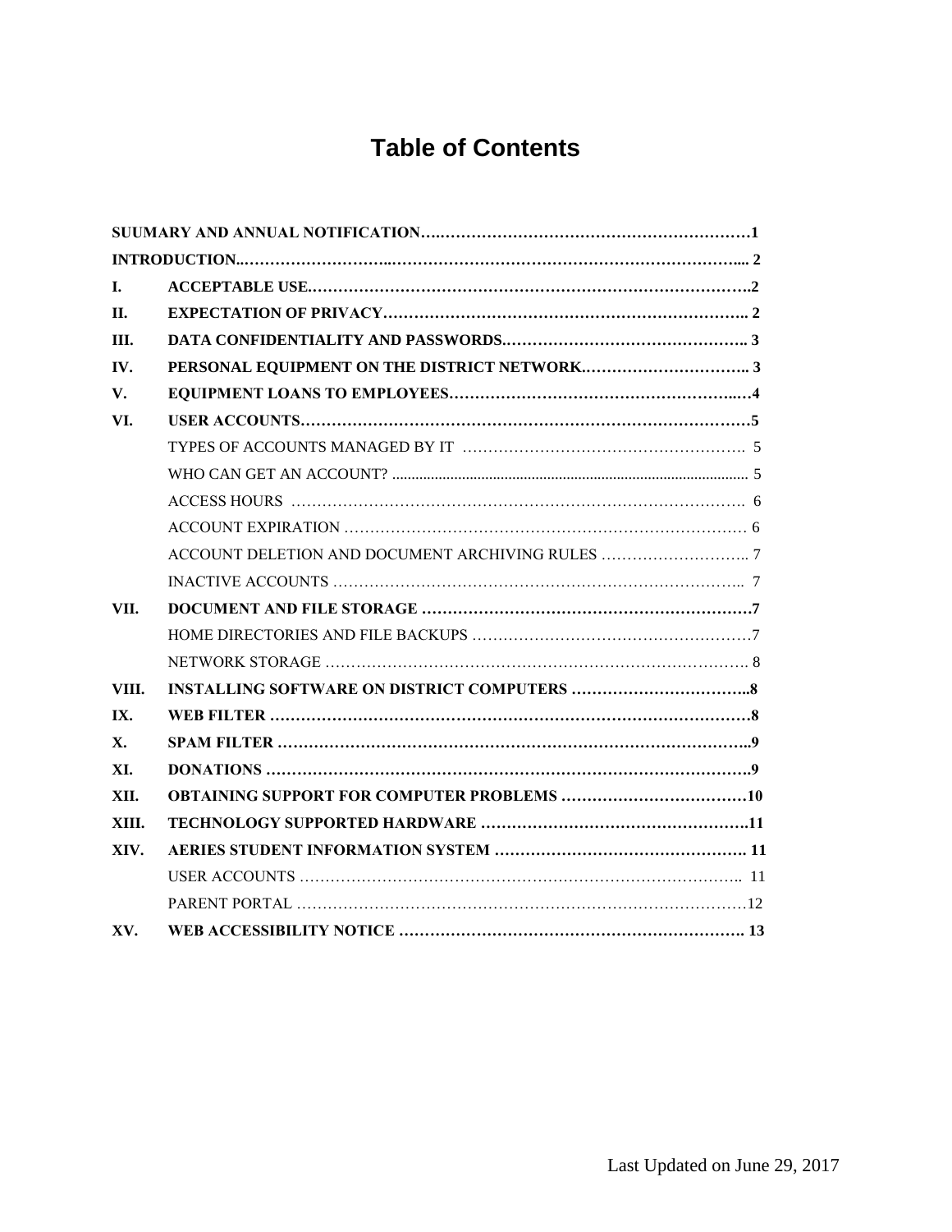# Table of Contents

| | | |
|---|---|---|
| **SUUMARY AND ANNUAL NOTIFICATION** | | **1** |
| **INTRODUCTION** | | **2** |
| **I.** | **ACCEPTABLE USE** | **2** |
| **II.** | **EXPECTATION OF PRIVACY** | **2** |
| **III.** | **DATA CONFIDENTIALITY AND PASSWORDS** | **3** |
| **IV.** | **PERSONAL EQUIPMENT ON THE DISTRICT NETWORK** | **3** |
| **V.** | **EQUIPMENT LOANS TO EMPLOYEES** | **4** |
| **VI.** | **USER ACCOUNTS** | **5** |
| | TYPES OF ACCOUNTS MANAGED BY IT | 5 |
| | WHO CAN GET AN ACCOUNT? | 5 |
| | ACCESS HOURS | 6 |
| | ACCOUNT EXPIRATION | 6 |
| | ACCOUNT DELETION AND DOCUMENT ARCHIVING RULES | 7 |
| | INACTIVE ACCOUNTS | 7 |
| **VII.** | **DOCUMENT AND FILE STORAGE** | **7** |
| | HOME DIRECTORIES AND FILE BACKUPS | 7 |
| | NETWORK STORAGE | 8 |
| **VIII.** | **INSTALLING SOFTWARE ON DISTRICT COMPUTERS** | **8** |
| **IX.** | **WEB FILTER** | **8** |
| **X.** | **SPAM FILTER** | **9** |
| **XI.** | **DONATIONS** | **9** |
| **XII.** | **OBTAINING SUPPORT FOR COMPUTER PROBLEMS** | **10** |
| **XIII.** | **TECHNOLOGY SUPPORTED HARDWARE** | **11** |
| **XIV.** | **AERIES STUDENT INFORMATION SYSTEM** | **11** |
| | USER ACCOUNTS | 11 |
| | PARENT PORTAL | 12 |
| **XV.** | **WEB ACCESSIBILITY NOTICE** | **13** |

Last Updated on June 29, 2017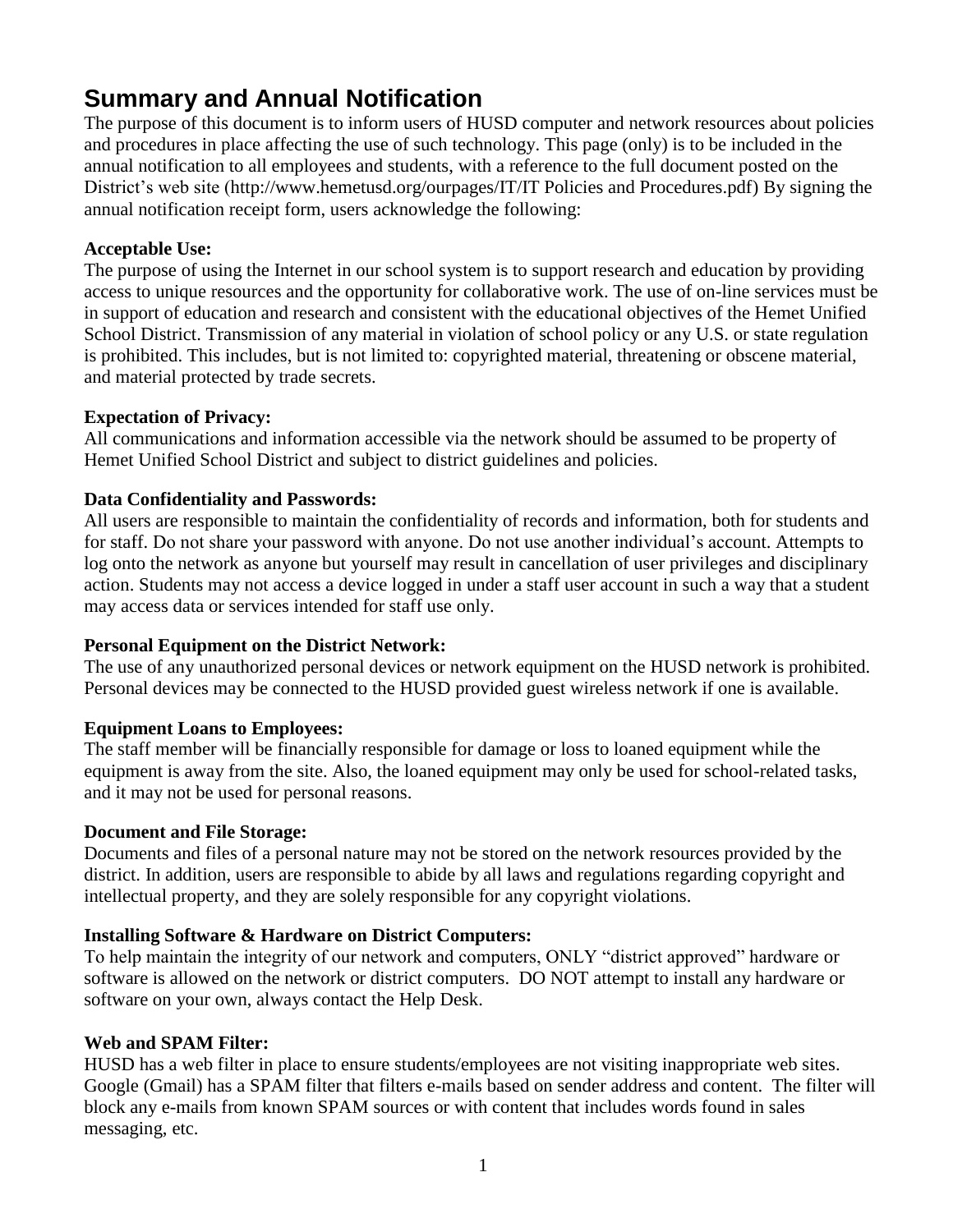# Summary and Annual Notification

The purpose of this document is to inform users of HUSD computer and network resources about policies and procedures in place affecting the use of such technology. This page (only) is to be included in the annual notification to all employees and students, with a reference to the full document posted on the District's web site (http://www.hemetusd.org/ourpages/IT/IT Policies and Procedures.pdf) By signing the annual notification receipt form, users acknowledge the following:

**Acceptable Use:**
The purpose of using the Internet in our school system is to support research and education by providing access to unique resources and the opportunity for collaborative work. The use of on-line services must be in support of education and research and consistent with the educational objectives of the Hemet Unified School District. Transmission of any material in violation of school policy or any U.S. or state regulation is prohibited. This includes, but is not limited to: copyrighted material, threatening or obscene material, and material protected by trade secrets.

**Expectation of Privacy:**
All communications and information accessible via the network should be assumed to be property of Hemet Unified School District and subject to district guidelines and policies.

**Data Confidentiality and Passwords:**
All users are responsible to maintain the confidentiality of records and information, both for students and for staff. Do not share your password with anyone. Do not use another individual's account. Attempts to log onto the network as anyone but yourself may result in cancellation of user privileges and disciplinary action. Students may not access a device logged in under a staff user account in such a way that a student may access data or services intended for staff use only.

**Personal Equipment on the District Network:**
The use of any unauthorized personal devices or network equipment on the HUSD network is prohibited. Personal devices may be connected to the HUSD provided guest wireless network if one is available.

**Equipment Loans to Employees:**
The staff member will be financially responsible for damage or loss to loaned equipment while the equipment is away from the site. Also, the loaned equipment may only be used for school-related tasks, and it may not be used for personal reasons.

**Document and File Storage:**
Documents and files of a personal nature may not be stored on the network resources provided by the district. In addition, users are responsible to abide by all laws and regulations regarding copyright and intellectual property, and they are solely responsible for any copyright violations.

**Installing Software & Hardware on District Computers:**
To help maintain the integrity of our network and computers, ONLY "district approved" hardware or software is allowed on the network or district computers. DO NOT attempt to install any hardware or software on your own, always contact the Help Desk.

**Web and SPAM Filter:**
HUSD has a web filter in place to ensure students/employees are not visiting inappropriate web sites. Google (Gmail) has a SPAM filter that filters e-mails based on sender address and content. The filter will block any e-mails from known SPAM sources or with content that includes words found in sales messaging, etc.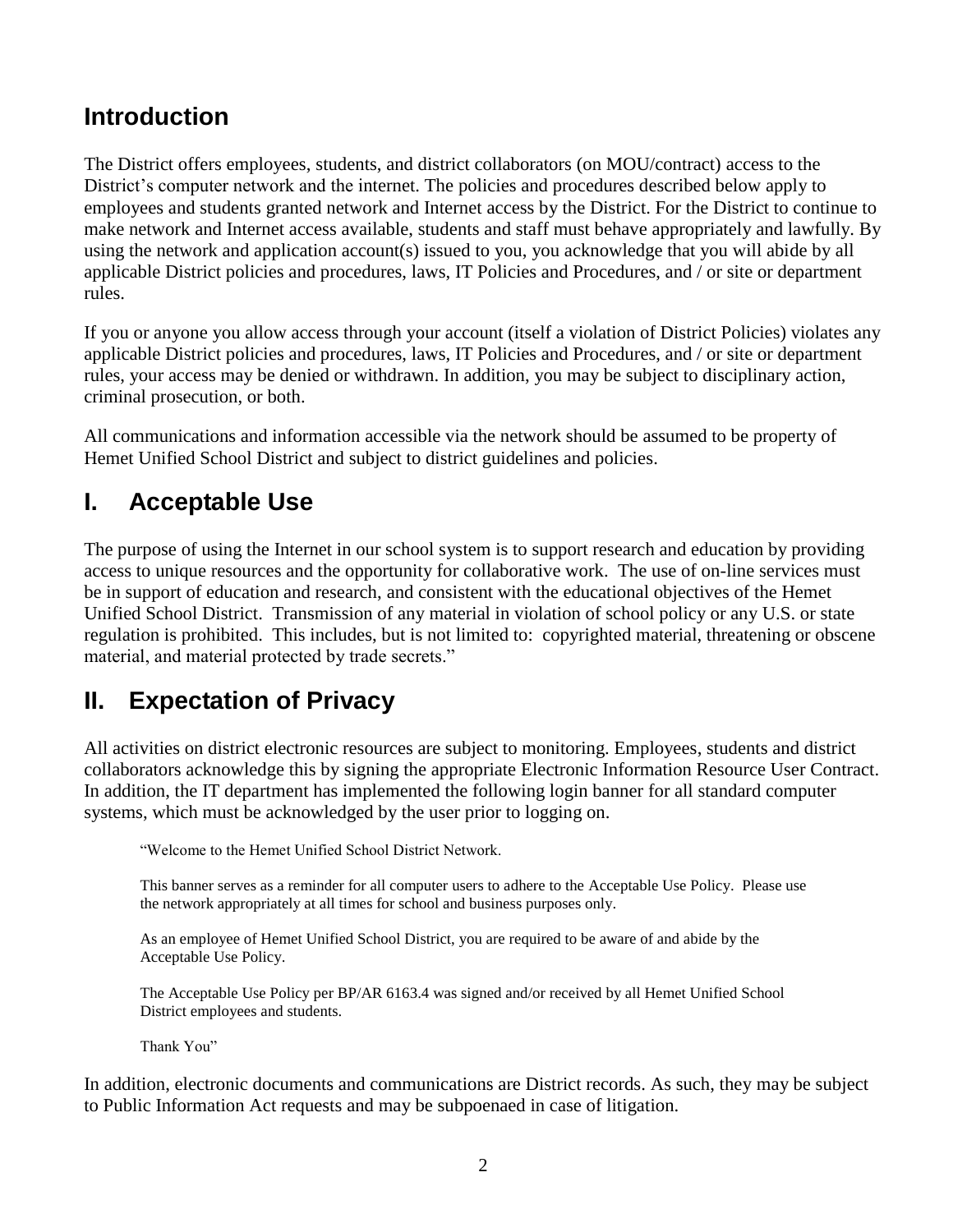## Introduction

The District offers employees, students, and district collaborators (on MOU/contract) access to the District's computer network and the internet. The policies and procedures described below apply to employees and students granted network and Internet access by the District. For the District to continue to make network and Internet access available, students and staff must behave appropriately and lawfully. By using the network and application account(s) issued to you, you acknowledge that you will abide by all applicable District policies and procedures, laws, IT Policies and Procedures, and / or site or department rules.

If you or anyone you allow access through your account (itself a violation of District Policies) violates any applicable District policies and procedures, laws, IT Policies and Procedures, and / or site or department rules, your access may be denied or withdrawn. In addition, you may be subject to disciplinary action, criminal prosecution, or both.

All communications and information accessible via the network should be assumed to be property of Hemet Unified School District and subject to district guidelines and policies.

## I. Acceptable Use

The purpose of using the Internet in our school system is to support research and education by providing access to unique resources and the opportunity for collaborative work. The use of on-line services must be in support of education and research, and consistent with the educational objectives of the Hemet Unified School District. Transmission of any material in violation of school policy or any U.S. or state regulation is prohibited. This includes, but is not limited to: copyrighted material, threatening or obscene material, and material protected by trade secrets."

## II. Expectation of Privacy

All activities on district electronic resources are subject to monitoring. Employees, students and district collaborators acknowledge this by signing the appropriate Electronic Information Resource User Contract. In addition, the IT department has implemented the following login banner for all standard computer systems, which must be acknowledged by the user prior to logging on.

> "Welcome to the Hemet Unified School District Network.
>
> This banner serves as a reminder for all computer users to adhere to the Acceptable Use Policy. Please use the network appropriately at all times for school and business purposes only.
>
> As an employee of Hemet Unified School District, you are required to be aware of and abide by the Acceptable Use Policy.
>
> The Acceptable Use Policy per BP/AR 6163.4 was signed and/or received by all Hemet Unified School District employees and students.
>
> Thank You"

In addition, electronic documents and communications are District records. As such, they may be subject to Public Information Act requests and may be subpoenaed in case of litigation.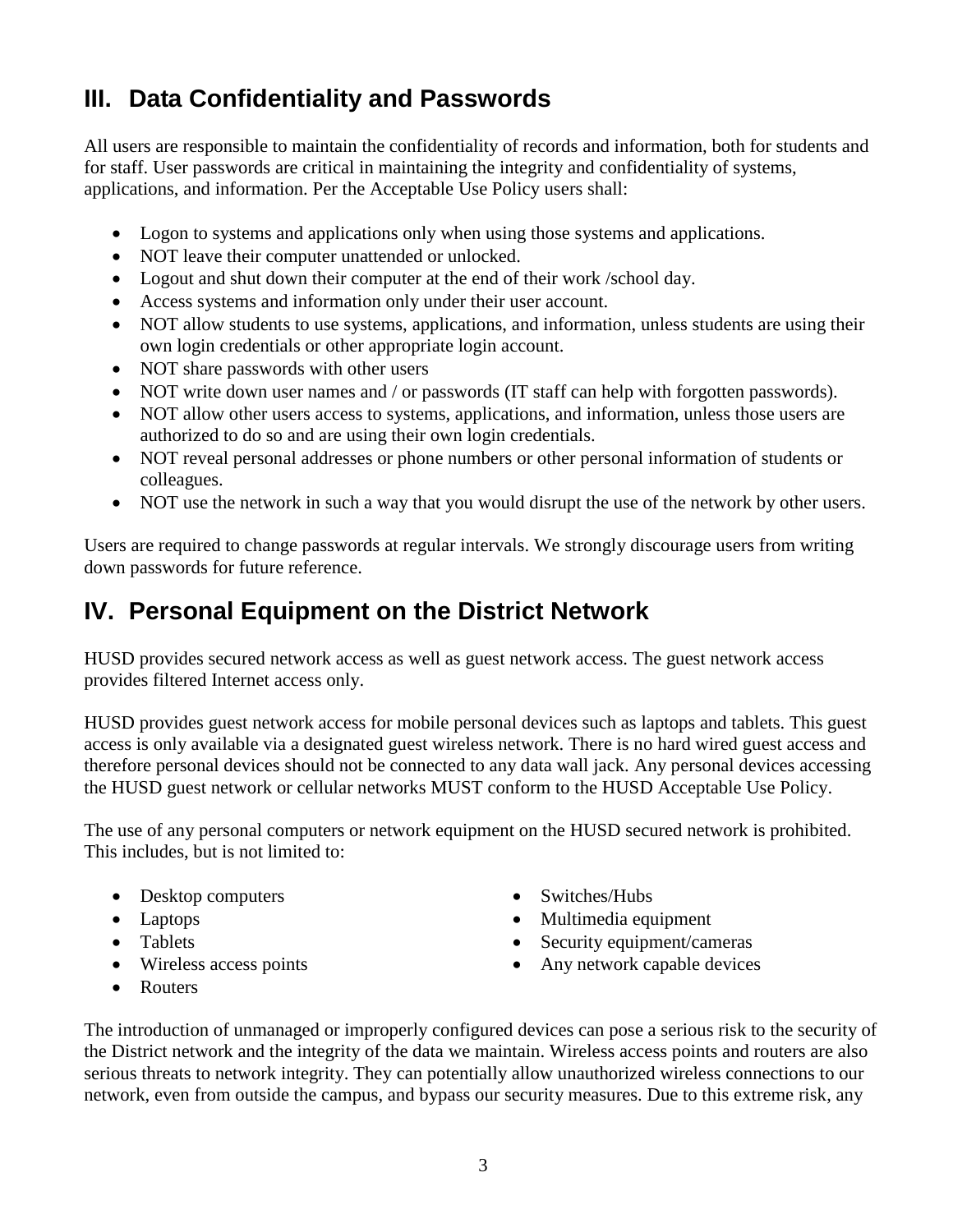## III. Data Confidentiality and Passwords

All users are responsible to maintain the confidentiality of records and information, both for students and for staff. User passwords are critical in maintaining the integrity and confidentiality of systems, applications, and information. Per the Acceptable Use Policy users shall:

- Logon to systems and applications only when using those systems and applications.
- NOT leave their computer unattended or unlocked.
- Logout and shut down their computer at the end of their work /school day.
- Access systems and information only under their user account.
- NOT allow students to use systems, applications, and information, unless students are using their own login credentials or other appropriate login account.
- NOT share passwords with other users
- NOT write down user names and / or passwords (IT staff can help with forgotten passwords).
- NOT allow other users access to systems, applications, and information, unless those users are authorized to do so and are using their own login credentials.
- NOT reveal personal addresses or phone numbers or other personal information of students or colleagues.
- NOT use the network in such a way that you would disrupt the use of the network by other users.

Users are required to change passwords at regular intervals. We strongly discourage users from writing down passwords for future reference.

## IV. Personal Equipment on the District Network

HUSD provides secured network access as well as guest network access. The guest network access provides filtered Internet access only.

HUSD provides guest network access for mobile personal devices such as laptops and tablets. This guest access is only available via a designated guest wireless network. There is no hard wired guest access and therefore personal devices should not be connected to any data wall jack. Any personal devices accessing the HUSD guest network or cellular networks MUST conform to the HUSD Acceptable Use Policy.

The use of any personal computers or network equipment on the HUSD secured network is prohibited. This includes, but is not limited to:

- Desktop computers
- Laptops
- Tablets
- Wireless access points
- Routers
- Switches/Hubs
- Multimedia equipment
- Security equipment/cameras
- Any network capable devices

The introduction of unmanaged or improperly configured devices can pose a serious risk to the security of the District network and the integrity of the data we maintain. Wireless access points and routers are also serious threats to network integrity. They can potentially allow unauthorized wireless connections to our network, even from outside the campus, and bypass our security measures. Due to this extreme risk, any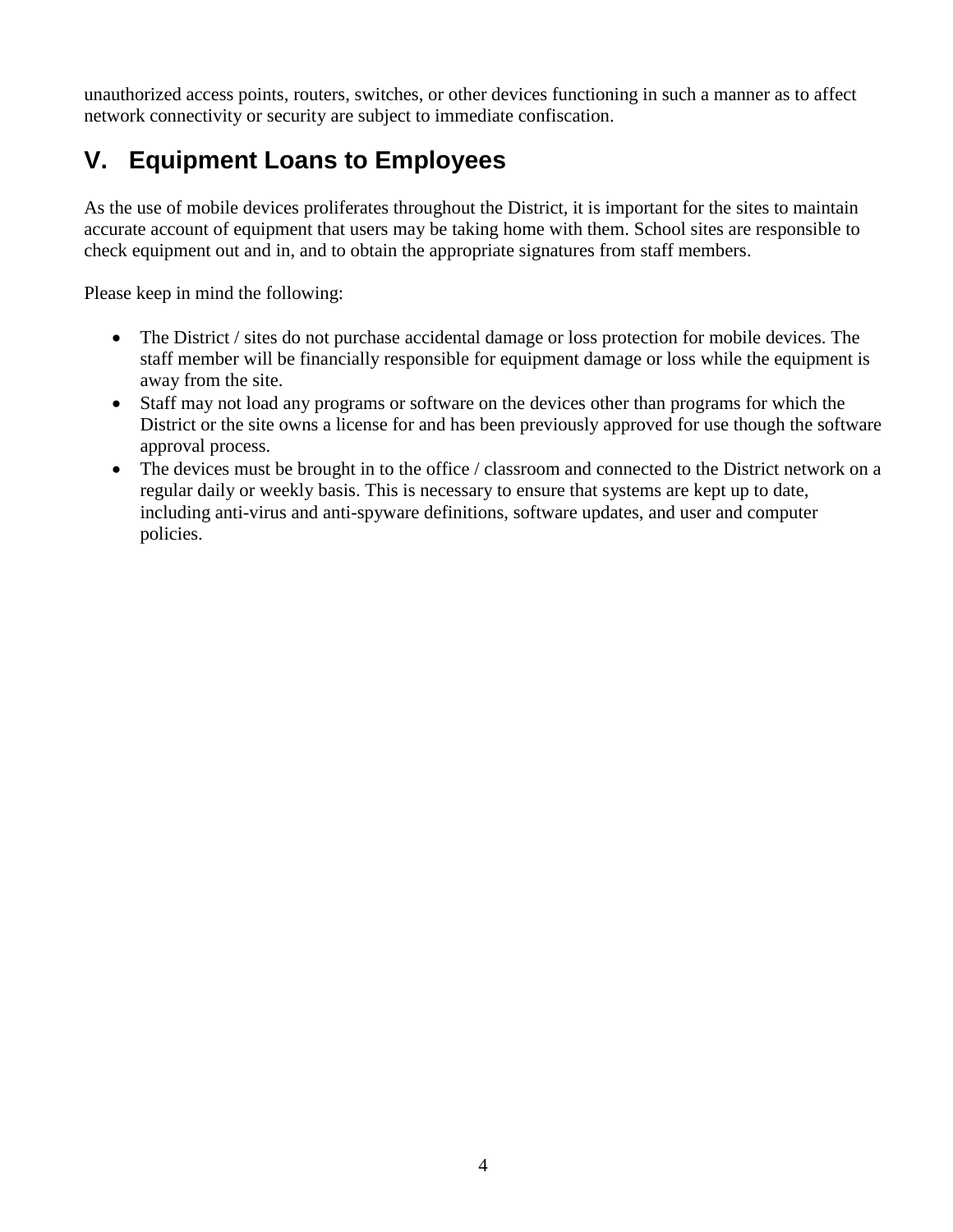unauthorized access points, routers, switches, or other devices functioning in such a manner as to affect network connectivity or security are subject to immediate confiscation.

## V. Equipment Loans to Employees

As the use of mobile devices proliferates throughout the District, it is important for the sites to maintain accurate account of equipment that users may be taking home with them. School sites are responsible to check equipment out and in, and to obtain the appropriate signatures from staff members.

Please keep in mind the following:

- The District / sites do not purchase accidental damage or loss protection for mobile devices. The staff member will be financially responsible for equipment damage or loss while the equipment is away from the site.
- Staff may not load any programs or software on the devices other than programs for which the District or the site owns a license for and has been previously approved for use though the software approval process.
- The devices must be brought in to the office / classroom and connected to the District network on a regular daily or weekly basis. This is necessary to ensure that systems are kept up to date, including anti-virus and anti-spyware definitions, software updates, and user and computer policies.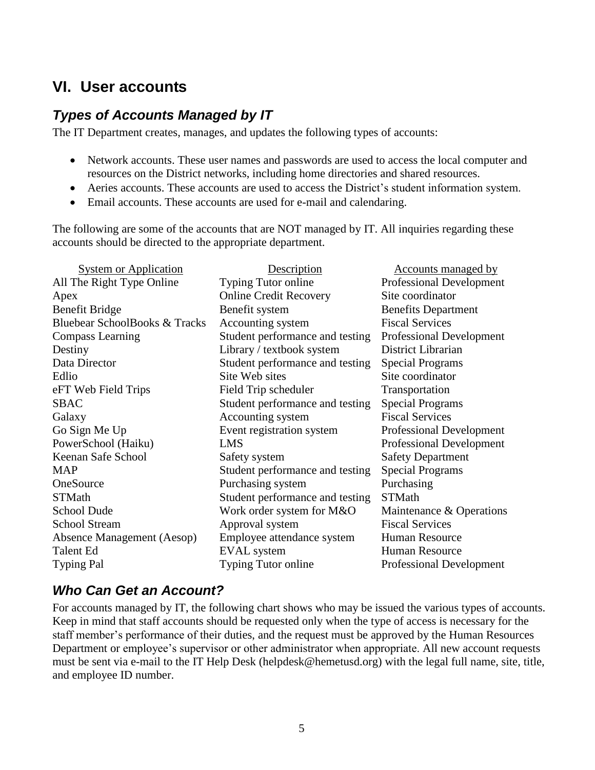## VI. User accounts

### *Types of Accounts Managed by IT*

The IT Department creates, manages, and updates the following types of accounts:

- Network accounts. These user names and passwords are used to access the local computer and resources on the District networks, including home directories and shared resources.
- Aeries accounts. These accounts are used to access the District's student information system.
- Email accounts. These accounts are used for e-mail and calendaring.

The following are some of the accounts that are NOT managed by IT. All inquiries regarding these accounts should be directed to the appropriate department.

| System or Application | Description | Accounts managed by |
|---|---|---|
| All The Right Type Online | Typing Tutor online | Professional Development |
| Apex | Online Credit Recovery | Site coordinator |
| Benefit Bridge | Benefit system | Benefits Department |
| Bluebear SchoolBooks & Tracks | Accounting system | Fiscal Services |
| Compass Learning | Student performance and testing | Professional Development |
| Destiny | Library / textbook system | District Librarian |
| Data Director | Student performance and testing | Special Programs |
| Edlio | Site Web sites | Site coordinator |
| eFT Web Field Trips | Field Trip scheduler | Transportation |
| SBAC | Student performance and testing | Special Programs |
| Galaxy | Accounting system | Fiscal Services |
| Go Sign Me Up | Event registration system | Professional Development |
| PowerSchool (Haiku) | LMS | Professional Development |
| Keenan Safe School | Safety system | Safety Department |
| MAP | Student performance and testing | Special Programs |
| OneSource | Purchasing system | Purchasing |
| STMath | Student performance and testing | STMath |
| School Dude | Work order system for M&O | Maintenance & Operations |
| School Stream | Approval system | Fiscal Services |
| Absence Management (Aesop) | Employee attendance system | Human Resource |
| Talent Ed | EVAL system | Human Resource |
| Typing Pal | Typing Tutor online | Professional Development |

### *Who Can Get an Account?*

For accounts managed by IT, the following chart shows who may be issued the various types of accounts. Keep in mind that staff accounts should be requested only when the type of access is necessary for the staff member's performance of their duties, and the request must be approved by the Human Resources Department or employee's supervisor or other administrator when appropriate. All new account requests must be sent via e-mail to the IT Help Desk (helpdesk@hemetusd.org) with the legal full name, site, title, and employee ID number.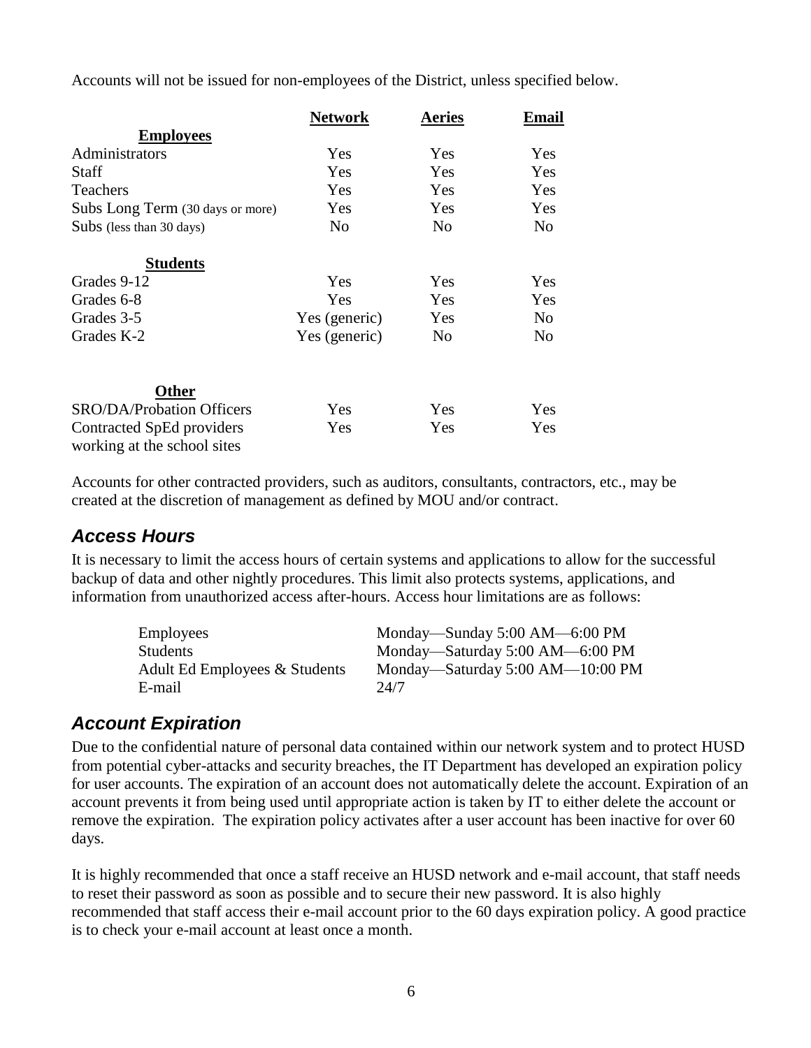Accounts will not be issued for non-employees of the District, unless specified below.

| | **Network** | **Aeries** | **Email** |
|---|---|---|---|
| **Employees** | | | |
| Administrators | Yes | Yes | Yes |
| Staff | Yes | Yes | Yes |
| Teachers | Yes | Yes | Yes |
| Subs Long Term (30 days or more) | Yes | Yes | Yes |
| Subs (less than 30 days) | No | No | No |
| **Students** | | | |
| Grades 9-12 | Yes | Yes | Yes |
| Grades 6-8 | Yes | Yes | Yes |
| Grades 3-5 | Yes (generic) | Yes | No |
| Grades K-2 | Yes (generic) | No | No |
| **Other** | | | |
| SRO/DA/Probation Officers | Yes | Yes | Yes |
| Contracted SpEd providers working at the school sites | Yes | Yes | Yes |

Accounts for other contracted providers, such as auditors, consultants, contractors, etc., may be created at the discretion of management as defined by MOU and/or contract.

## *Access Hours*

It is necessary to limit the access hours of certain systems and applications to allow for the successful backup of data and other nightly procedures. This limit also protects systems, applications, and information from unauthorized access after-hours. Access hour limitations are as follows:

| | |
|---|---|
| Employees | Monday—Sunday 5:00 AM—6:00 PM |
| Students | Monday—Saturday 5:00 AM—6:00 PM |
| Adult Ed Employees & Students | Monday—Saturday 5:00 AM—10:00 PM |
| E-mail | 24/7 |

## *Account Expiration*

Due to the confidential nature of personal data contained within our network system and to protect HUSD from potential cyber-attacks and security breaches, the IT Department has developed an expiration policy for user accounts. The expiration of an account does not automatically delete the account. Expiration of an account prevents it from being used until appropriate action is taken by IT to either delete the account or remove the expiration. The expiration policy activates after a user account has been inactive for over 60 days.

It is highly recommended that once a staff receive an HUSD network and e-mail account, that staff needs to reset their password as soon as possible and to secure their new password. It is also highly recommended that staff access their e-mail account prior to the 60 days expiration policy. A good practice is to check your e-mail account at least once a month.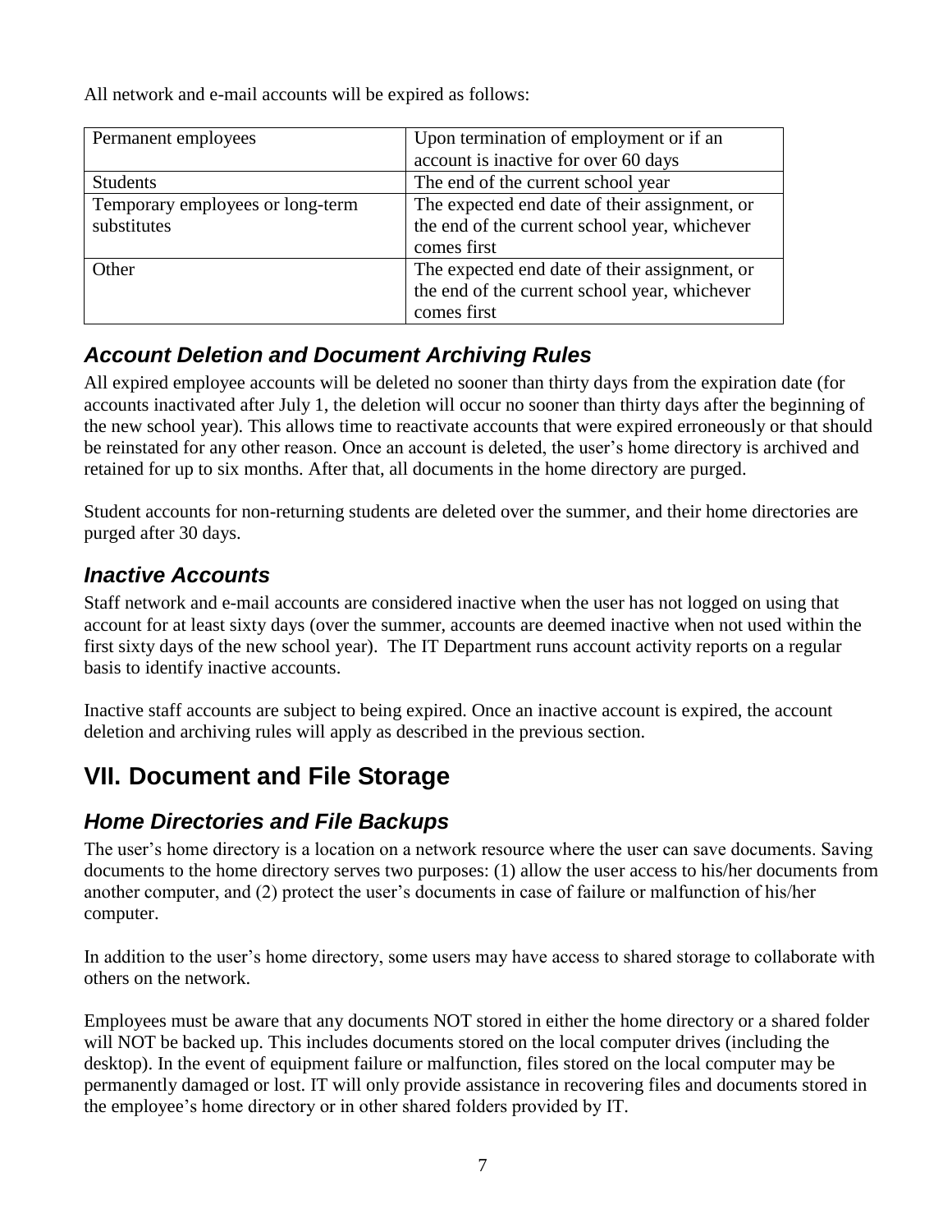All network and e-mail accounts will be expired as follows:

| Permanent employees | Upon termination of employment or if an account is inactive for over 60 days |
|---|---|
| Students | The end of the current school year |
| Temporary employees or long-term substitutes | The expected end date of their assignment, or the end of the current school year, whichever comes first |
| Other | The expected end date of their assignment, or the end of the current school year, whichever comes first |

### *Account Deletion and Document Archiving Rules*

All expired employee accounts will be deleted no sooner than thirty days from the expiration date (for accounts inactivated after July 1, the deletion will occur no sooner than thirty days after the beginning of the new school year). This allows time to reactivate accounts that were expired erroneously or that should be reinstated for any other reason. Once an account is deleted, the user's home directory is archived and retained for up to six months. After that, all documents in the home directory are purged.

Student accounts for non-returning students are deleted over the summer, and their home directories are purged after 30 days.

### *Inactive Accounts*

Staff network and e-mail accounts are considered inactive when the user has not logged on using that account for at least sixty days (over the summer, accounts are deemed inactive when not used within the first sixty days of the new school year). The IT Department runs account activity reports on a regular basis to identify inactive accounts.

Inactive staff accounts are subject to being expired. Once an inactive account is expired, the account deletion and archiving rules will apply as described in the previous section.

## VII. Document and File Storage

### *Home Directories and File Backups*

The user's home directory is a location on a network resource where the user can save documents. Saving documents to the home directory serves two purposes: (1) allow the user access to his/her documents from another computer, and (2) protect the user's documents in case of failure or malfunction of his/her computer.

In addition to the user's home directory, some users may have access to shared storage to collaborate with others on the network.

Employees must be aware that any documents NOT stored in either the home directory or a shared folder will NOT be backed up. This includes documents stored on the local computer drives (including the desktop). In the event of equipment failure or malfunction, files stored on the local computer may be permanently damaged or lost. IT will only provide assistance in recovering files and documents stored in the employee's home directory or in other shared folders provided by IT.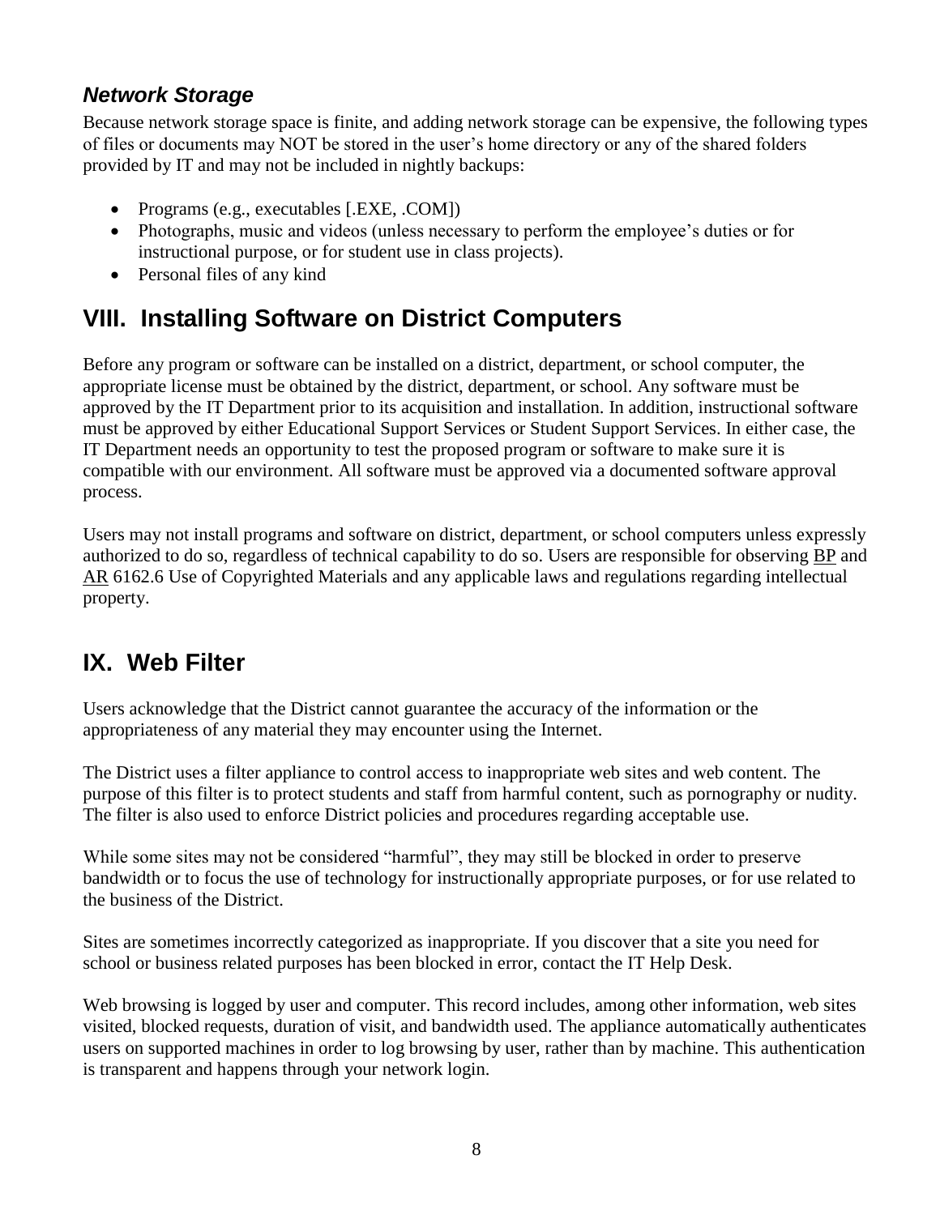### *Network Storage*

Because network storage space is finite, and adding network storage can be expensive, the following types of files or documents may NOT be stored in the user's home directory or any of the shared folders provided by IT and may not be included in nightly backups:

- Programs (e.g., executables [.EXE, .COM])
- Photographs, music and videos (unless necessary to perform the employee's duties or for instructional purpose, or for student use in class projects).
- Personal files of any kind

## VIII. Installing Software on District Computers

Before any program or software can be installed on a district, department, or school computer, the appropriate license must be obtained by the district, department, or school. Any software must be approved by the IT Department prior to its acquisition and installation. In addition, instructional software must be approved by either Educational Support Services or Student Support Services. In either case, the IT Department needs an opportunity to test the proposed program or software to make sure it is compatible with our environment. All software must be approved via a documented software approval process.

Users may not install programs and software on district, department, or school computers unless expressly authorized to do so, regardless of technical capability to do so. Users are responsible for observing BP and AR 6162.6 Use of Copyrighted Materials and any applicable laws and regulations regarding intellectual property.

## IX. Web Filter

Users acknowledge that the District cannot guarantee the accuracy of the information or the appropriateness of any material they may encounter using the Internet.

The District uses a filter appliance to control access to inappropriate web sites and web content. The purpose of this filter is to protect students and staff from harmful content, such as pornography or nudity. The filter is also used to enforce District policies and procedures regarding acceptable use.

While some sites may not be considered "harmful", they may still be blocked in order to preserve bandwidth or to focus the use of technology for instructionally appropriate purposes, or for use related to the business of the District.

Sites are sometimes incorrectly categorized as inappropriate. If you discover that a site you need for school or business related purposes has been blocked in error, contact the IT Help Desk.

Web browsing is logged by user and computer. This record includes, among other information, web sites visited, blocked requests, duration of visit, and bandwidth used. The appliance automatically authenticates users on supported machines in order to log browsing by user, rather than by machine. This authentication is transparent and happens through your network login.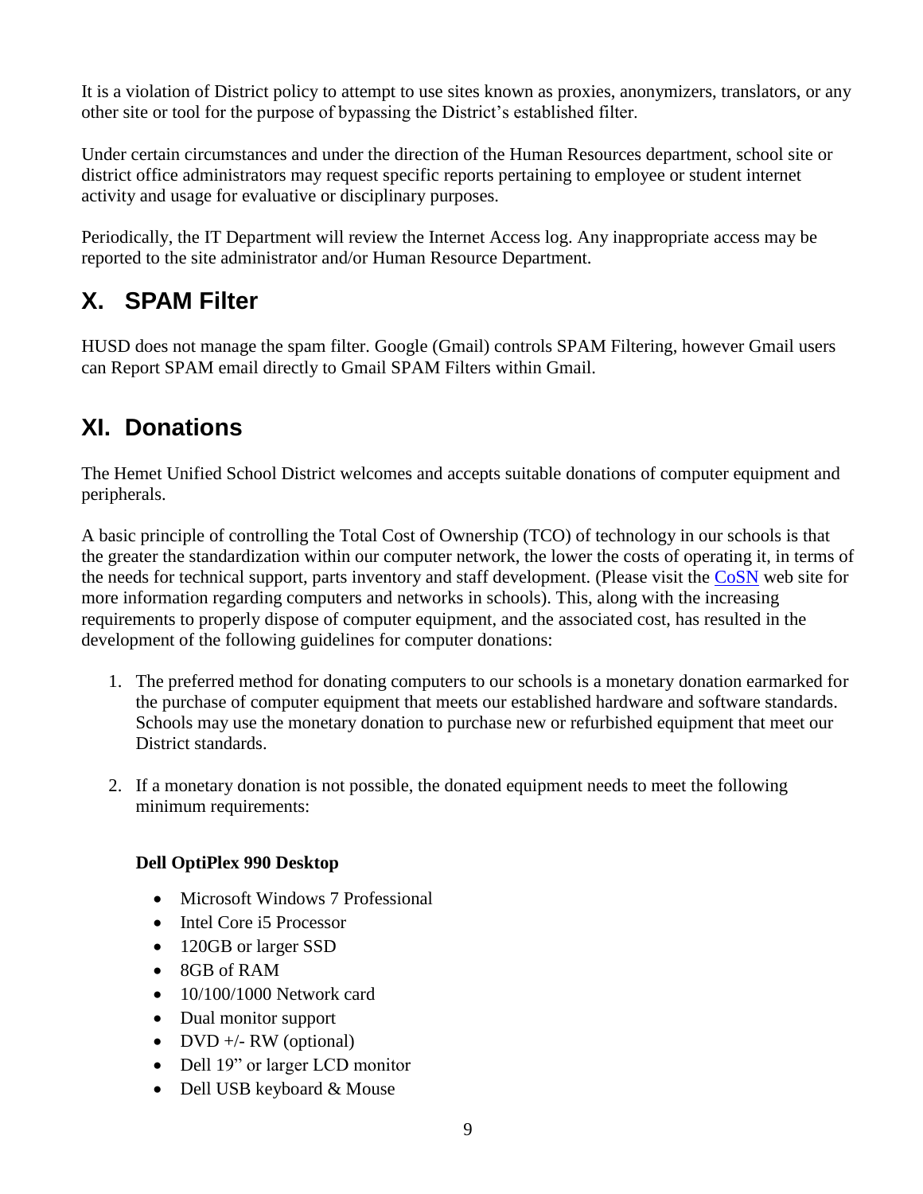It is a violation of District policy to attempt to use sites known as proxies, anonymizers, translators, or any other site or tool for the purpose of bypassing the District's established filter.

Under certain circumstances and under the direction of the Human Resources department, school site or district office administrators may request specific reports pertaining to employee or student internet activity and usage for evaluative or disciplinary purposes.

Periodically, the IT Department will review the Internet Access log. Any inappropriate access may be reported to the site administrator and/or Human Resource Department.

## X. SPAM Filter

HUSD does not manage the spam filter. Google (Gmail) controls SPAM Filtering, however Gmail users can Report SPAM email directly to Gmail SPAM Filters within Gmail.

## XI. Donations

The Hemet Unified School District welcomes and accepts suitable donations of computer equipment and peripherals.

A basic principle of controlling the Total Cost of Ownership (TCO) of technology in our schools is that the greater the standardization within our computer network, the lower the costs of operating it, in terms of the needs for technical support, parts inventory and staff development. (Please visit the CoSN web site for more information regarding computers and networks in schools). This, along with the increasing requirements to properly dispose of computer equipment, and the associated cost, has resulted in the development of the following guidelines for computer donations:

1. The preferred method for donating computers to our schools is a monetary donation earmarked for the purchase of computer equipment that meets our established hardware and software standards. Schools may use the monetary donation to purchase new or refurbished equipment that meet our District standards.

2. If a monetary donation is not possible, the donated equipment needs to meet the following minimum requirements:

   **Dell OptiPlex 990 Desktop**

   - Microsoft Windows 7 Professional
   - Intel Core i5 Processor
   - 120GB or larger SSD
   - 8GB of RAM
   - 10/100/1000 Network card
   - Dual monitor support
   - DVD +/- RW (optional)
   - Dell 19" or larger LCD monitor
   - Dell USB keyboard & Mouse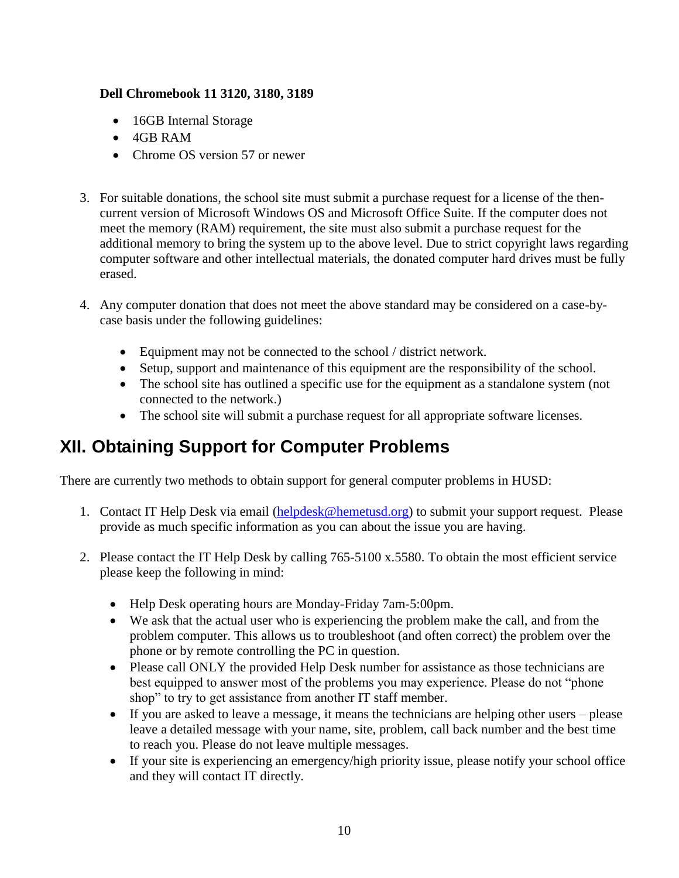**Dell Chromebook 11 3120, 3180, 3189**

- 16GB Internal Storage
- 4GB RAM
- Chrome OS version 57 or newer

3. For suitable donations, the school site must submit a purchase request for a license of the then-current version of Microsoft Windows OS and Microsoft Office Suite. If the computer does not meet the memory (RAM) requirement, the site must also submit a purchase request for the additional memory to bring the system up to the above level. Due to strict copyright laws regarding computer software and other intellectual materials, the donated computer hard drives must be fully erased.

4. Any computer donation that does not meet the above standard may be considered on a case-by-case basis under the following guidelines:

   - Equipment may not be connected to the school / district network.
   - Setup, support and maintenance of this equipment are the responsibility of the school.
   - The school site has outlined a specific use for the equipment as a standalone system (not connected to the network.)
   - The school site will submit a purchase request for all appropriate software licenses.

## XII. Obtaining Support for Computer Problems

There are currently two methods to obtain support for general computer problems in HUSD:

1. Contact IT Help Desk via email (helpdesk@hemetusd.org) to submit your support request. Please provide as much specific information as you can about the issue you are having.

2. Please contact the IT Help Desk by calling 765-5100 x.5580. To obtain the most efficient service please keep the following in mind:

   - Help Desk operating hours are Monday-Friday 7am-5:00pm.
   - We ask that the actual user who is experiencing the problem make the call, and from the problem computer. This allows us to troubleshoot (and often correct) the problem over the phone or by remote controlling the PC in question.
   - Please call ONLY the provided Help Desk number for assistance as those technicians are best equipped to answer most of the problems you may experience. Please do not "phone shop" to try to get assistance from another IT staff member.
   - If you are asked to leave a message, it means the technicians are helping other users – please leave a detailed message with your name, site, problem, call back number and the best time to reach you. Please do not leave multiple messages.
   - If your site is experiencing an emergency/high priority issue, please notify your school office and they will contact IT directly.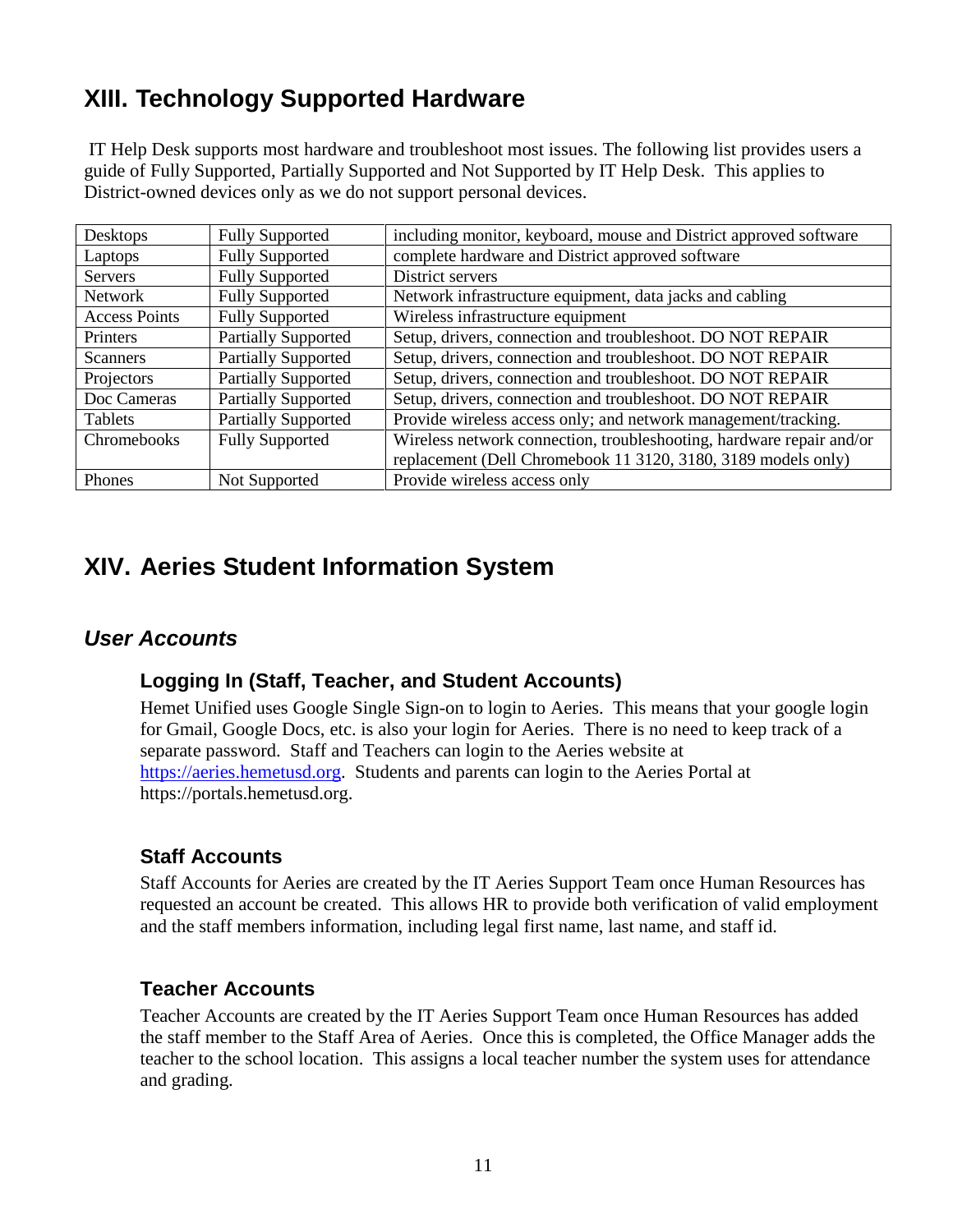## XIII. Technology Supported Hardware

IT Help Desk supports most hardware and troubleshoot most issues. The following list provides users a guide of Fully Supported, Partially Supported and Not Supported by IT Help Desk. This applies to District-owned devices only as we do not support personal devices.

| | | |
|---|---|---|
| Desktops | Fully Supported | including monitor, keyboard, mouse and District approved software |
| Laptops | Fully Supported | complete hardware and District approved software |
| Servers | Fully Supported | District servers |
| Network | Fully Supported | Network infrastructure equipment, data jacks and cabling |
| Access Points | Fully Supported | Wireless infrastructure equipment |
| Printers | Partially Supported | Setup, drivers, connection and troubleshoot. DO NOT REPAIR |
| Scanners | Partially Supported | Setup, drivers, connection and troubleshoot. DO NOT REPAIR |
| Projectors | Partially Supported | Setup, drivers, connection and troubleshoot. DO NOT REPAIR |
| Doc Cameras | Partially Supported | Setup, drivers, connection and troubleshoot. DO NOT REPAIR |
| Tablets | Partially Supported | Provide wireless access only; and network management/tracking. |
| Chromebooks | Fully Supported | Wireless network connection, troubleshooting, hardware repair and/or replacement (Dell Chromebook 11 3120, 3180, 3189 models only) |
| Phones | Not Supported | Provide wireless access only |

## XIV. Aeries Student Information System

### *User Accounts*

#### Logging In (Staff, Teacher, and Student Accounts)

Hemet Unified uses Google Single Sign-on to login to Aeries. This means that your google login for Gmail, Google Docs, etc. is also your login for Aeries. There is no need to keep track of a separate password. Staff and Teachers can login to the Aeries website at https://aeries.hemetusd.org. Students and parents can login to the Aeries Portal at https://portals.hemetusd.org.

#### Staff Accounts

Staff Accounts for Aeries are created by the IT Aeries Support Team once Human Resources has requested an account be created. This allows HR to provide both verification of valid employment and the staff members information, including legal first name, last name, and staff id.

#### Teacher Accounts

Teacher Accounts are created by the IT Aeries Support Team once Human Resources has added the staff member to the Staff Area of Aeries. Once this is completed, the Office Manager adds the teacher to the school location. This assigns a local teacher number the system uses for attendance and grading.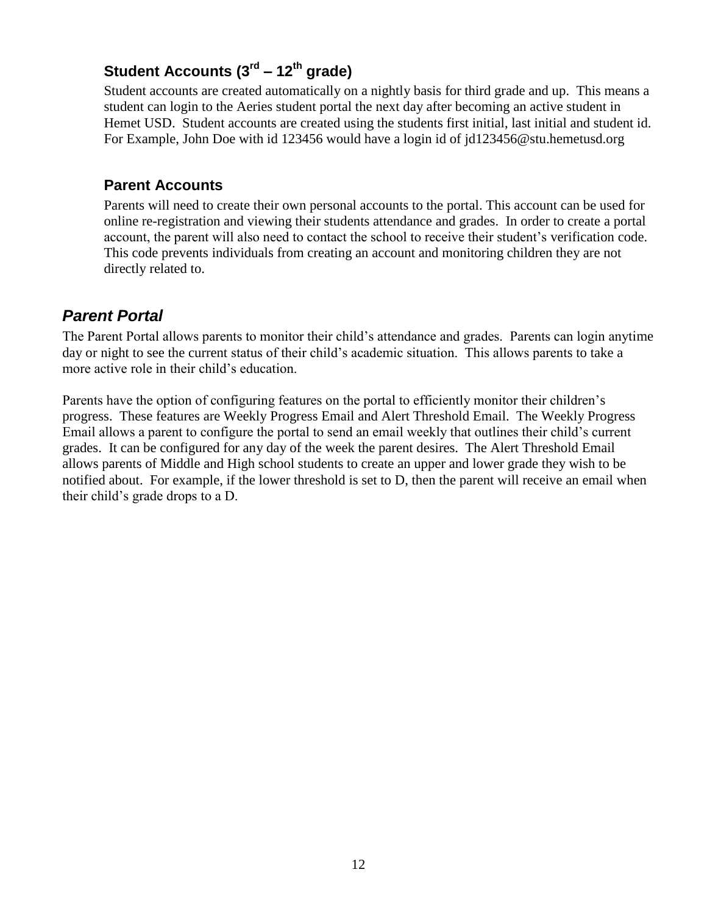### Student Accounts (3rd – 12th grade)

Student accounts are created automatically on a nightly basis for third grade and up. This means a student can login to the Aeries student portal the next day after becoming an active student in Hemet USD. Student accounts are created using the students first initial, last initial and student id. For Example, John Doe with id 123456 would have a login id of jd123456@stu.hemetusd.org

### Parent Accounts

Parents will need to create their own personal accounts to the portal. This account can be used for online re-registration and viewing their students attendance and grades. In order to create a portal account, the parent will also need to contact the school to receive their student's verification code. This code prevents individuals from creating an account and monitoring children they are not directly related to.

## *Parent Portal*

The Parent Portal allows parents to monitor their child's attendance and grades. Parents can login anytime day or night to see the current status of their child's academic situation. This allows parents to take a more active role in their child's education.

Parents have the option of configuring features on the portal to efficiently monitor their children's progress. These features are Weekly Progress Email and Alert Threshold Email. The Weekly Progress Email allows a parent to configure the portal to send an email weekly that outlines their child's current grades. It can be configured for any day of the week the parent desires. The Alert Threshold Email allows parents of Middle and High school students to create an upper and lower grade they wish to be notified about. For example, if the lower threshold is set to D, then the parent will receive an email when their child's grade drops to a D.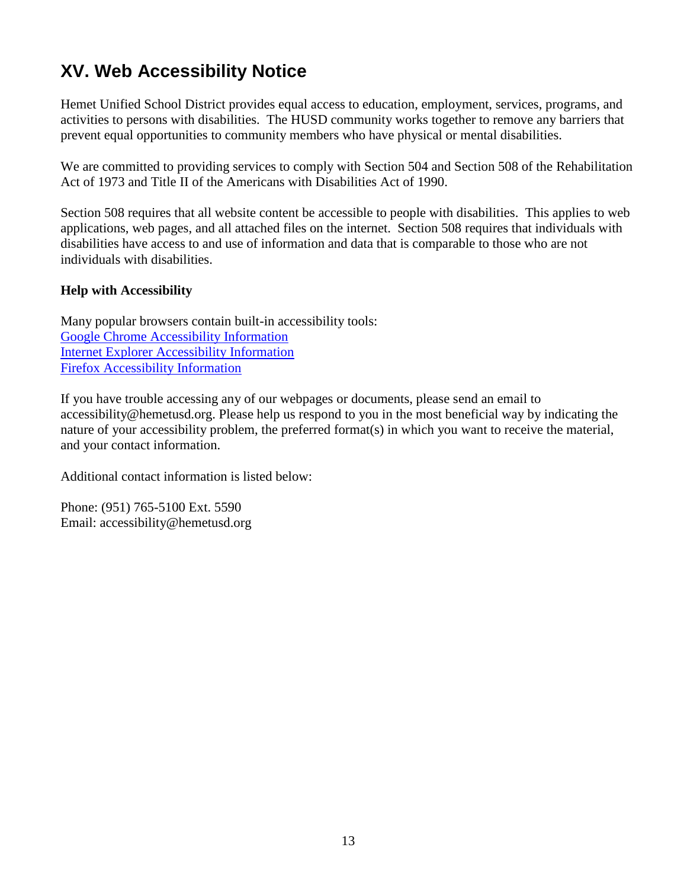## XV. Web Accessibility Notice

Hemet Unified School District provides equal access to education, employment, services, programs, and activities to persons with disabilities. The HUSD community works together to remove any barriers that prevent equal opportunities to community members who have physical or mental disabilities.

We are committed to providing services to comply with Section 504 and Section 508 of the Rehabilitation Act of 1973 and Title II of the Americans with Disabilities Act of 1990.

Section 508 requires that all website content be accessible to people with disabilities. This applies to web applications, web pages, and all attached files on the internet. Section 508 requires that individuals with disabilities have access to and use of information and data that is comparable to those who are not individuals with disabilities.

**Help with Accessibility**

Many popular browsers contain built-in accessibility tools:
Google Chrome Accessibility Information
Internet Explorer Accessibility Information
Firefox Accessibility Information

If you have trouble accessing any of our webpages or documents, please send an email to accessibility@hemetusd.org. Please help us respond to you in the most beneficial way by indicating the nature of your accessibility problem, the preferred format(s) in which you want to receive the material, and your contact information.

Additional contact information is listed below:

Phone: (951) 765-5100 Ext. 5590
Email: accessibility@hemetusd.org